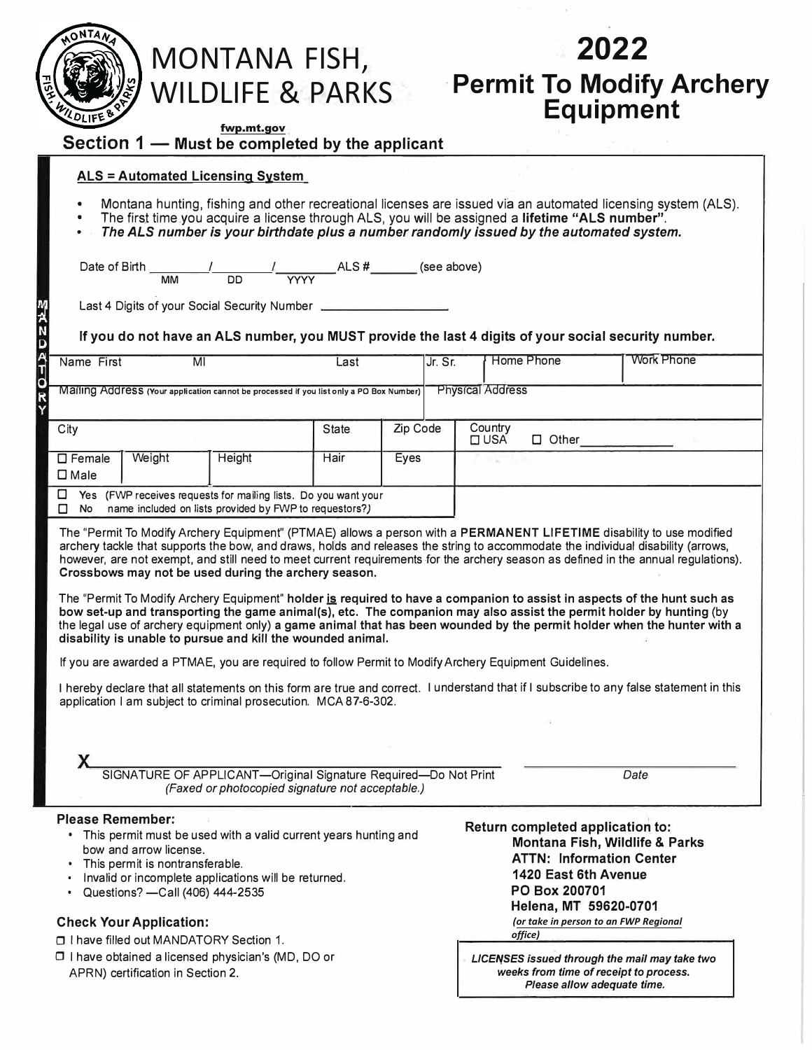# MONTANA FISH, WILDLIFE & PARKS

fwp.mt.gov

# 2022 Permit To Modify Archery Equipment

## Section 1 — Must be completed by the applicant

MANDATORY

**ALS = Automated Licensing System**

- Montana hunting, fishing and other recreational licenses are issued via an automated licensing system (ALS).
- The first time you acquire a license through ALS, you will be assigned a **lifetime "ALS number"**.
- ***The ALS number is your birthdate plus a number randomly issued by the automated system.***

Date of Birth ________ / ________ / ________ ALS # _______ (see above)
MM DD YYYY

Last 4 Digits of your Social Security Number ______________

**If you do not have an ALS number, you MUST provide the last 4 digits of your social security number.**

| | | | | | | |
|---|---|---|---|---|---|---|
| Name First | MI | Last | | Jr. Sr. | Home Phone | Work Phone |
| Mailing Address (Your application cannot be processed if you list only a PO Box Number) | | | | Physical Address | | |
| City | | State | Zip Code | Country ☐ USA ☐ Other ________ | | |
| ☐ Female ☐ Male | Weight | Height | Hair | Eyes | | |
| ☐ Yes ☐ No (FWP receives requests for mailing lists. Do you want your name included on lists provided by FWP to requestors?) | | | | | | |

The "Permit To Modify Archery Equipment" (PTMAE) allows a person with a **PERMANENT LIFETIME** disability to use modified archery tackle that supports the bow, and draws, holds and releases the string to accommodate the individual disability (arrows, however, are not exempt, and still need to meet current requirements for the archery season as defined in the annual regulations). **Crossbows may not be used during the archery season.**

The "Permit To Modify Archery Equipment" **holder is required to have a companion to assist in aspects of the hunt such as bow set-up and transporting the game animal(s), etc. The companion may also assist the permit holder by hunting** (by the legal use of archery equipment only) **a game animal that has been wounded by the permit holder when the hunter with a disability is unable to pursue and kill the wounded animal.**

If you are awarded a PTMAE, you are required to follow Permit to Modify Archery Equipment Guidelines.

I hereby declare that all statements on this form are true and correct. I understand that if I subscribe to any false statement in this application I am subject to criminal prosecution. MCA 87-6-302.

X________________________________________ ____________________
SIGNATURE OF APPLICANT—Original Signature Required—Do Not Print *(Faxed or photocopied signature not acceptable.)* — *Date*

**Please Remember:**

- This permit must be used with a valid current years hunting and bow and arrow license.
- This permit is nontransferable.
- Invalid or incomplete applications will be returned.
- Questions? —Call (406) 444-2535

**Check Your Application:**

☐ I have filled out MANDATORY Section 1.
☐ I have obtained a licensed physician's (MD, DO or APRN) certification in Section 2.

**Return completed application to:**
**Montana Fish, Wildlife & Parks**
**ATTN: Information Center**
**1420 East 6th Avenue**
**PO Box 200701**
**Helena, MT 59620-0701**
*(or take in person to an FWP Regional office)*

***LICENSES issued through the mail may take two weeks from time of receipt to process. Please allow adequate time.***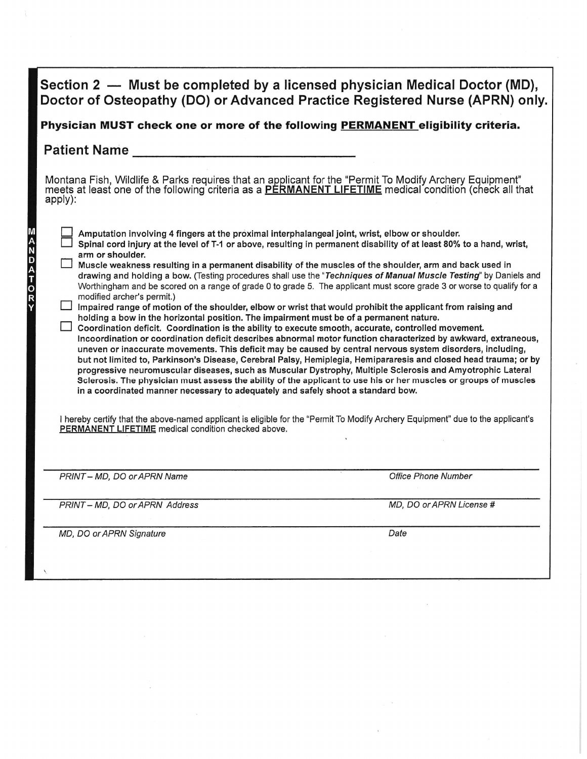## Section 2 — Must be completed by a licensed physician Medical Doctor (MD), Doctor of Osteopathy (DO) or Advanced Practice Registered Nurse (APRN) only.

**Physician MUST check one or more of the following PERMANENT eligibility criteria.**

**Patient Name** ______________________________

Montana Fish, Wildlife & Parks requires that an applicant for the "Permit To Modify Archery Equipment" meets at least one of the following criteria as a **PERMANENT LIFETIME** medical condition (check all that apply):

MANDATORY

- ☐ **Amputation involving 4 fingers at the proximal interphalangeal joint, wrist, elbow or shoulder.**
- ☐ **Spinal cord injury at the level of T-1 or above, resulting in permanent disability of at least 80% to a hand, wrist, arm or shoulder.**
- ☐ **Muscle weakness resulting in a permanent disability of the muscles of the shoulder, arm and back used in drawing and holding a bow.** (Testing procedures shall use the "***Techniques of Manual Muscle Testing***" by Daniels and Worthingham and be scored on a range of grade 0 to grade 5. The applicant must score grade 3 or worse to qualify for a modified archer's permit.)
- ☐ **Impaired range of motion of the shoulder, elbow or wrist that would prohibit the applicant from raising and holding a bow in the horizontal position. The impairment must be of a permanent nature.**
- ☐ **Coordination deficit. Coordination is the ability to execute smooth, accurate, controlled movement. Incoordination or coordination deficit describes abnormal motor function characterized by awkward, extraneous, uneven or inaccurate movements. This deficit may be caused by central nervous system disorders, including, but not limited to, Parkinson's Disease, Cerebral Palsy, Hemiplegia, Hemipararesis and closed head trauma; or by progressive neuromuscular diseases, such as Muscular Dystrophy, Multiple Sclerosis and Amyotrophic Lateral Sclerosis. The physician must assess the ability of the applicant to use his or her muscles or groups of muscles in a coordinated manner necessary to adequately and safely shoot a standard bow.**

I hereby certify that the above-named applicant is eligible for the "Permit To Modify Archery Equipment" due to the applicant's **PERMANENT LIFETIME** medical condition checked above.

______________________________ ______________________________
*PRINT – MD, DO or APRN Name* *Office Phone Number*

______________________________ ______________________________
*PRINT – MD, DO or APRN Address* *MD, DO or APRN License #*

______________________________ ______________________________
*MD, DO or APRN Signature* *Date*